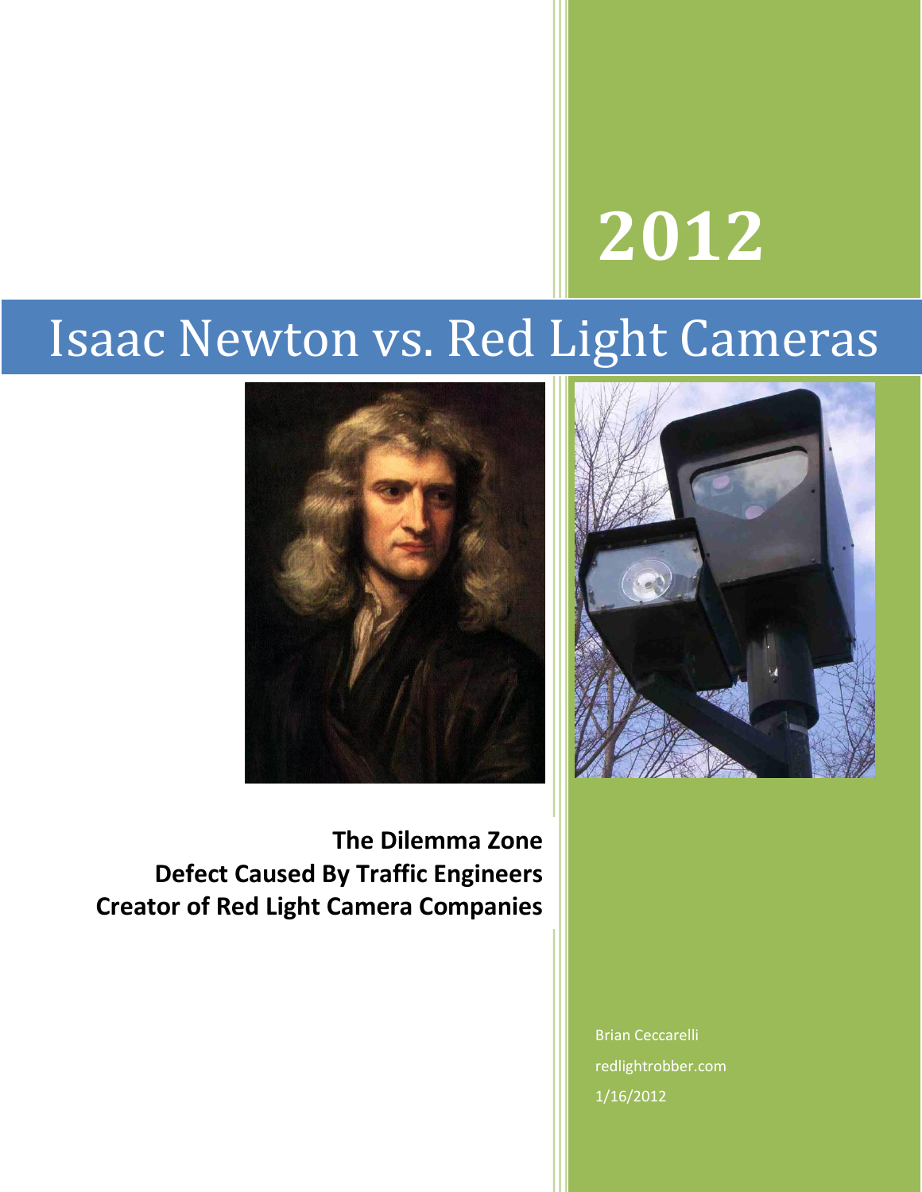# 2012

# Isaac Newton vs. Red Light Cameras

**The Dilemma Zone**
**Defect Caused By Traffic Engineers**
**Creator of Red Light Camera Companies**

Brian Ceccarelli

redlightrobber.com

1/16/2012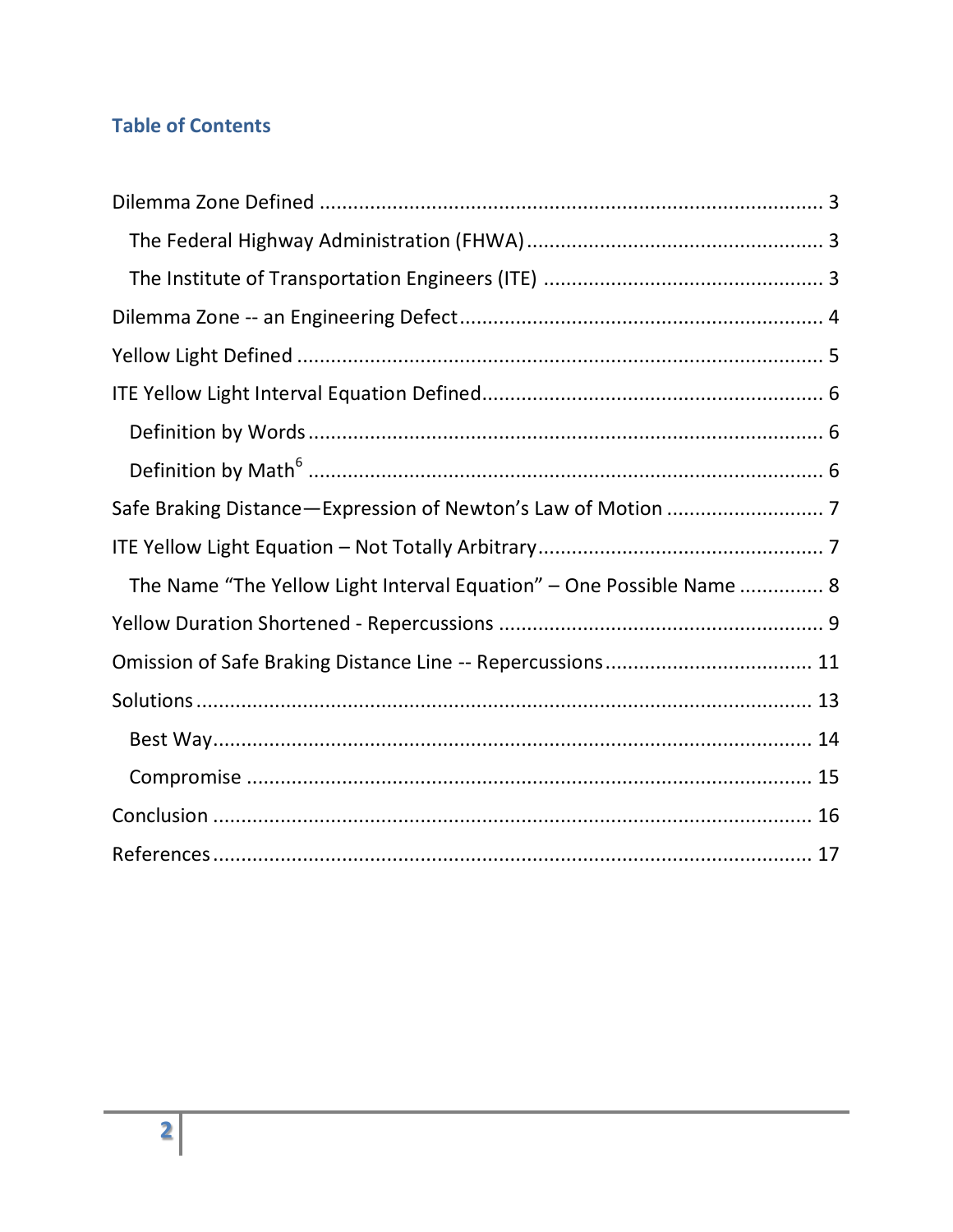## Table of Contents

Dilemma Zone Defined ........................................................................................ 3

- The Federal Highway Administration (FHWA) ...................................................... 3
- The Institute of Transportation Engineers (ITE) .................................................. 3

Dilemma Zone -- an Engineering Defect ................................................................. 4

Yellow Light Defined ............................................................................................ 5

ITE Yellow Light Interval Equation Defined ............................................................ 6

- Definition by Words .......................................................................................... 6
- Definition by Math[6] ......................................................................................... 6

Safe Braking Distance—Expression of Newton's Law of Motion ............................ 7

ITE Yellow Light Equation – Not Totally Arbitrary ................................................... 7

- The Name "The Yellow Light Interval Equation" – One Possible Name ............... 8

Yellow Duration Shortened - Repercussions .......................................................... 9

Omission of Safe Braking Distance Line -- Repercussions ..................................... 11

Solutions ........................................................................................................... 13

- Best Way ......................................................................................................... 14
- Compromise .................................................................................................... 15

Conclusion ......................................................................................................... 16

References ......................................................................................................... 17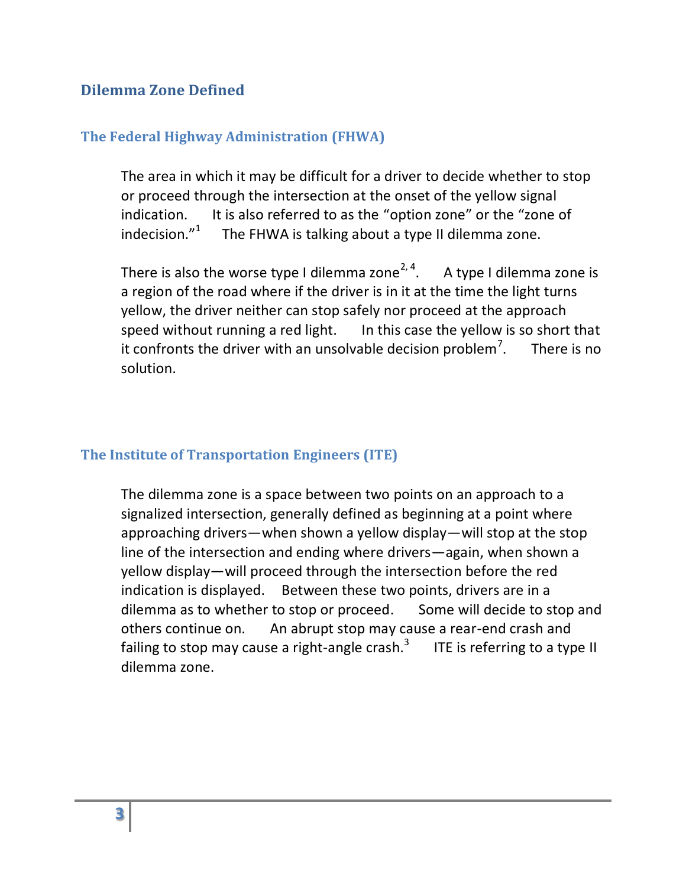# Dilemma Zone Defined

## The Federal Highway Administration (FHWA)

The area in which it may be difficult for a driver to decide whether to stop or proceed through the intersection at the onset of the yellow signal indication. It is also referred to as the "option zone" or the "zone of indecision."[1] The FHWA is talking about a type II dilemma zone.

There is also the worse type I dilemma zone[2, 4]. A type I dilemma zone is a region of the road where if the driver is in it at the time the light turns yellow, the driver neither can stop safely nor proceed at the approach speed without running a red light. In this case the yellow is so short that it confronts the driver with an unsolvable decision problem[7]. There is no solution.

## The Institute of Transportation Engineers (ITE)

The dilemma zone is a space between two points on an approach to a signalized intersection, generally defined as beginning at a point where approaching drivers—when shown a yellow display—will stop at the stop line of the intersection and ending where drivers—again, when shown a yellow display—will proceed through the intersection before the red indication is displayed. Between these two points, drivers are in a dilemma as to whether to stop or proceed. Some will decide to stop and others continue on. An abrupt stop may cause a rear-end crash and failing to stop may cause a right-angle crash.[3] ITE is referring to a type II dilemma zone.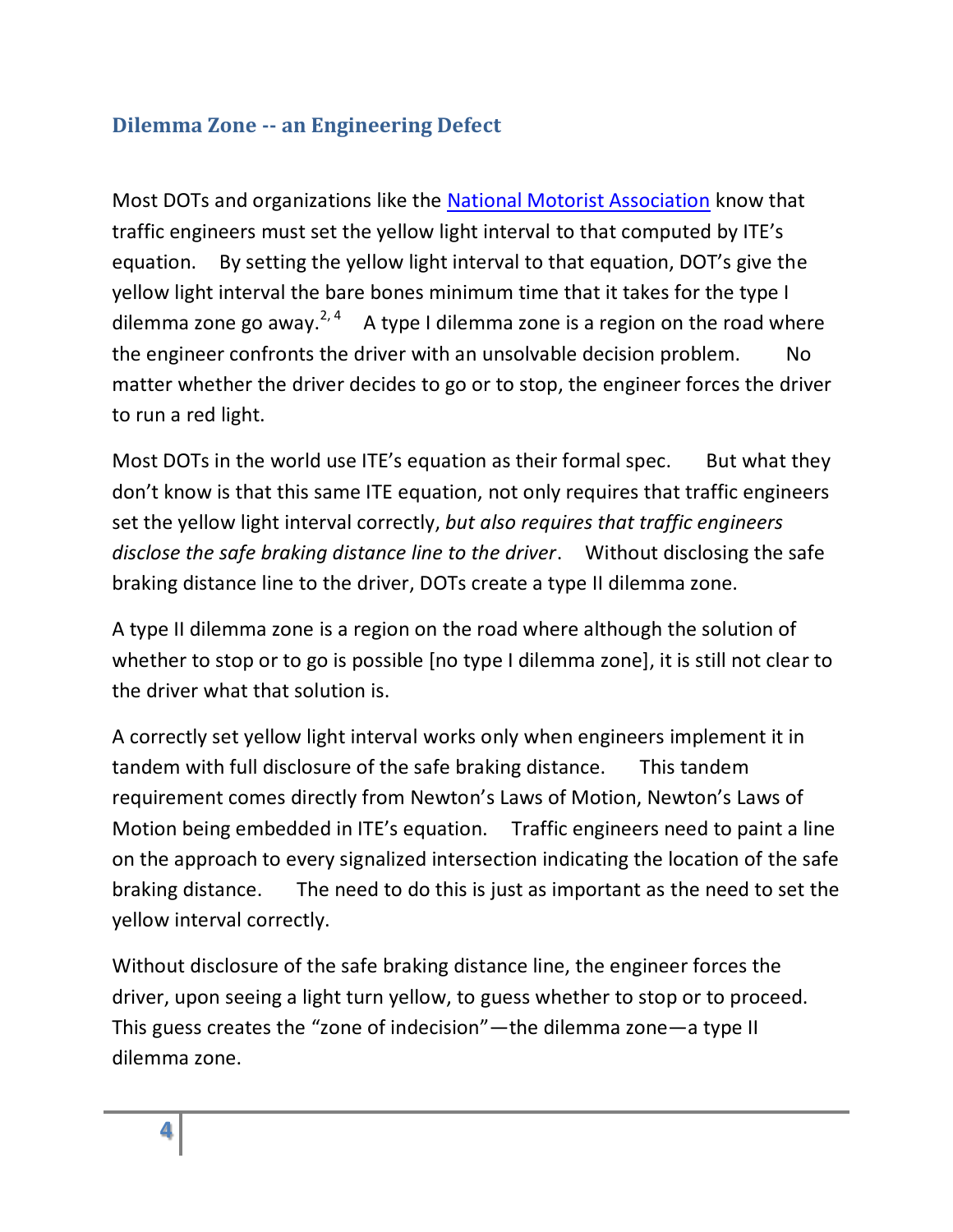## Dilemma Zone -- an Engineering Defect

Most DOTs and organizations like the National Motorist Association know that traffic engineers must set the yellow light interval to that computed by ITE's equation. By setting the yellow light interval to that equation, DOT's give the yellow light interval the bare bones minimum time that it takes for the type I dilemma zone go away.[2, 4] A type I dilemma zone is a region on the road where the engineer confronts the driver with an unsolvable decision problem. No matter whether the driver decides to go or to stop, the engineer forces the driver to run a red light.

Most DOTs in the world use ITE's equation as their formal spec. But what they don't know is that this same ITE equation, not only requires that traffic engineers set the yellow light interval correctly, *but also requires that traffic engineers disclose the safe braking distance line to the driver*. Without disclosing the safe braking distance line to the driver, DOTs create a type II dilemma zone.

A type II dilemma zone is a region on the road where although the solution of whether to stop or to go is possible [no type I dilemma zone], it is still not clear to the driver what that solution is.

A correctly set yellow light interval works only when engineers implement it in tandem with full disclosure of the safe braking distance. This tandem requirement comes directly from Newton's Laws of Motion, Newton's Laws of Motion being embedded in ITE's equation. Traffic engineers need to paint a line on the approach to every signalized intersection indicating the location of the safe braking distance. The need to do this is just as important as the need to set the yellow interval correctly.

Without disclosure of the safe braking distance line, the engineer forces the driver, upon seeing a light turn yellow, to guess whether to stop or to proceed. This guess creates the "zone of indecision"—the dilemma zone—a type II dilemma zone.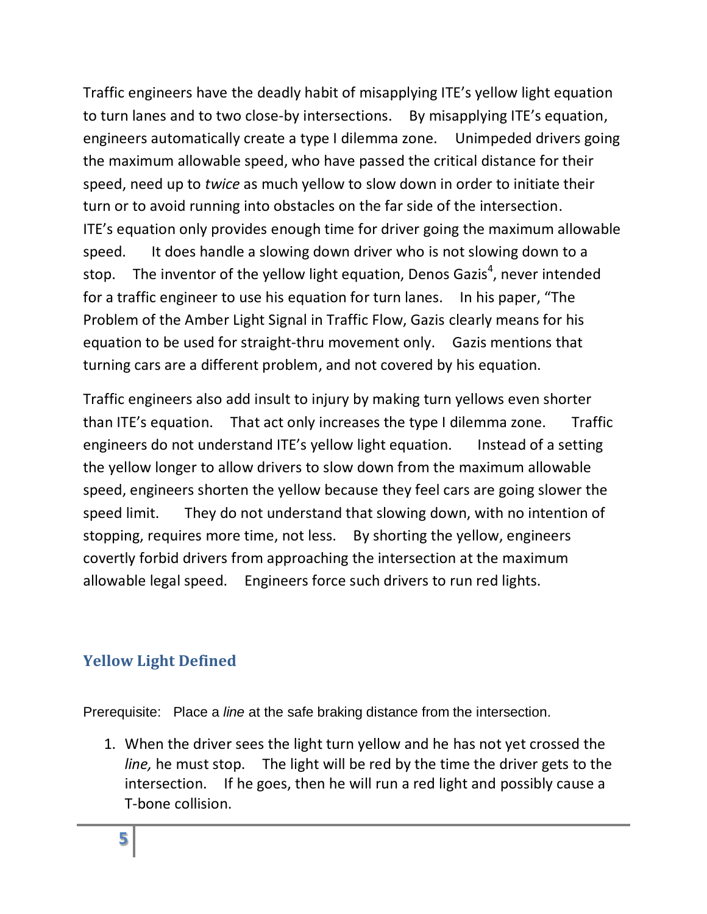Traffic engineers have the deadly habit of misapplying ITE's yellow light equation to turn lanes and to two close-by intersections. By misapplying ITE's equation, engineers automatically create a type I dilemma zone. Unimpeded drivers going the maximum allowable speed, who have passed the critical distance for their speed, need up to *twice* as much yellow to slow down in order to initiate their turn or to avoid running into obstacles on the far side of the intersection. ITE's equation only provides enough time for driver going the maximum allowable speed. It does handle a slowing down driver who is not slowing down to a stop. The inventor of the yellow light equation, Denos Gazis[4], never intended for a traffic engineer to use his equation for turn lanes. In his paper, "The Problem of the Amber Light Signal in Traffic Flow, Gazis clearly means for his equation to be used for straight-thru movement only. Gazis mentions that turning cars are a different problem, and not covered by his equation.

Traffic engineers also add insult to injury by making turn yellows even shorter than ITE's equation. That act only increases the type I dilemma zone. Traffic engineers do not understand ITE's yellow light equation. Instead of a setting the yellow longer to allow drivers to slow down from the maximum allowable speed, engineers shorten the yellow because they feel cars are going slower the speed limit. They do not understand that slowing down, with no intention of stopping, requires more time, not less. By shorting the yellow, engineers covertly forbid drivers from approaching the intersection at the maximum allowable legal speed. Engineers force such drivers to run red lights.

## Yellow Light Defined

Prerequisite: Place a *line* at the safe braking distance from the intersection.

1. When the driver sees the light turn yellow and he has not yet crossed the *line,* he must stop. The light will be red by the time the driver gets to the intersection. If he goes, then he will run a red light and possibly cause a T-bone collision.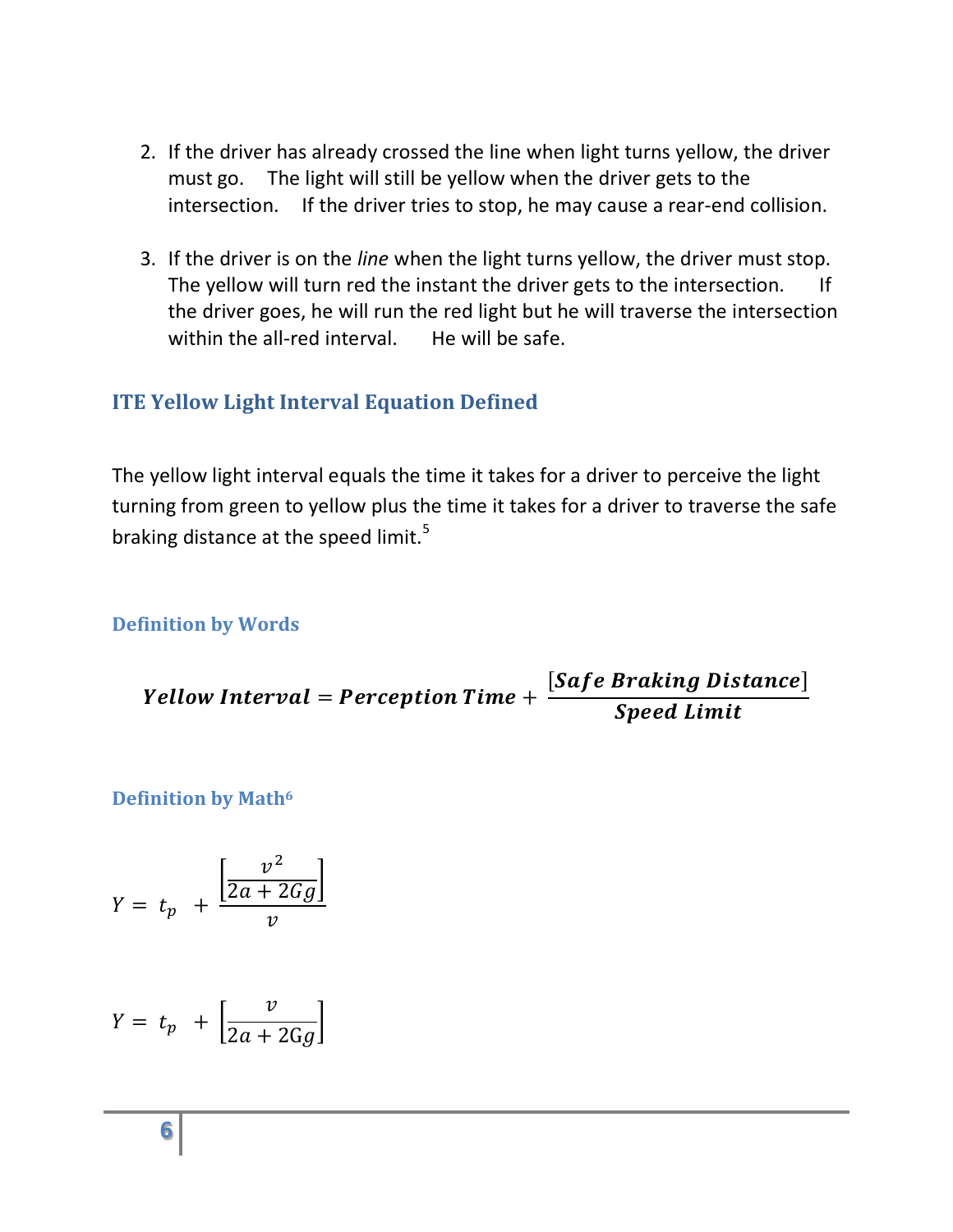2. If the driver has already crossed the line when light turns yellow, the driver must go. The light will still be yellow when the driver gets to the intersection. If the driver tries to stop, he may cause a rear-end collision.

3. If the driver is on the *line* when the light turns yellow, the driver must stop. The yellow will turn red the instant the driver gets to the intersection. If the driver goes, he will run the red light but he will traverse the intersection within the all-red interval. He will be safe.

## ITE Yellow Light Interval Equation Defined

The yellow light interval equals the time it takes for a driver to perceive the light turning from green to yellow plus the time it takes for a driver to traverse the safe braking distance at the speed limit.[5]

### Definition by Words

$$\boldsymbol{Yellow\ Interval = Perception\ Time + \frac{[Safe\ Braking\ Distance]}{Speed\ Limit}}$$

### Definition by Math[6]

$$Y = t_p + \frac{\left[\dfrac{v^2}{2a + 2Gg}\right]}{v}$$

$$Y = t_p + \left[\frac{v}{2a + 2Gg}\right]$$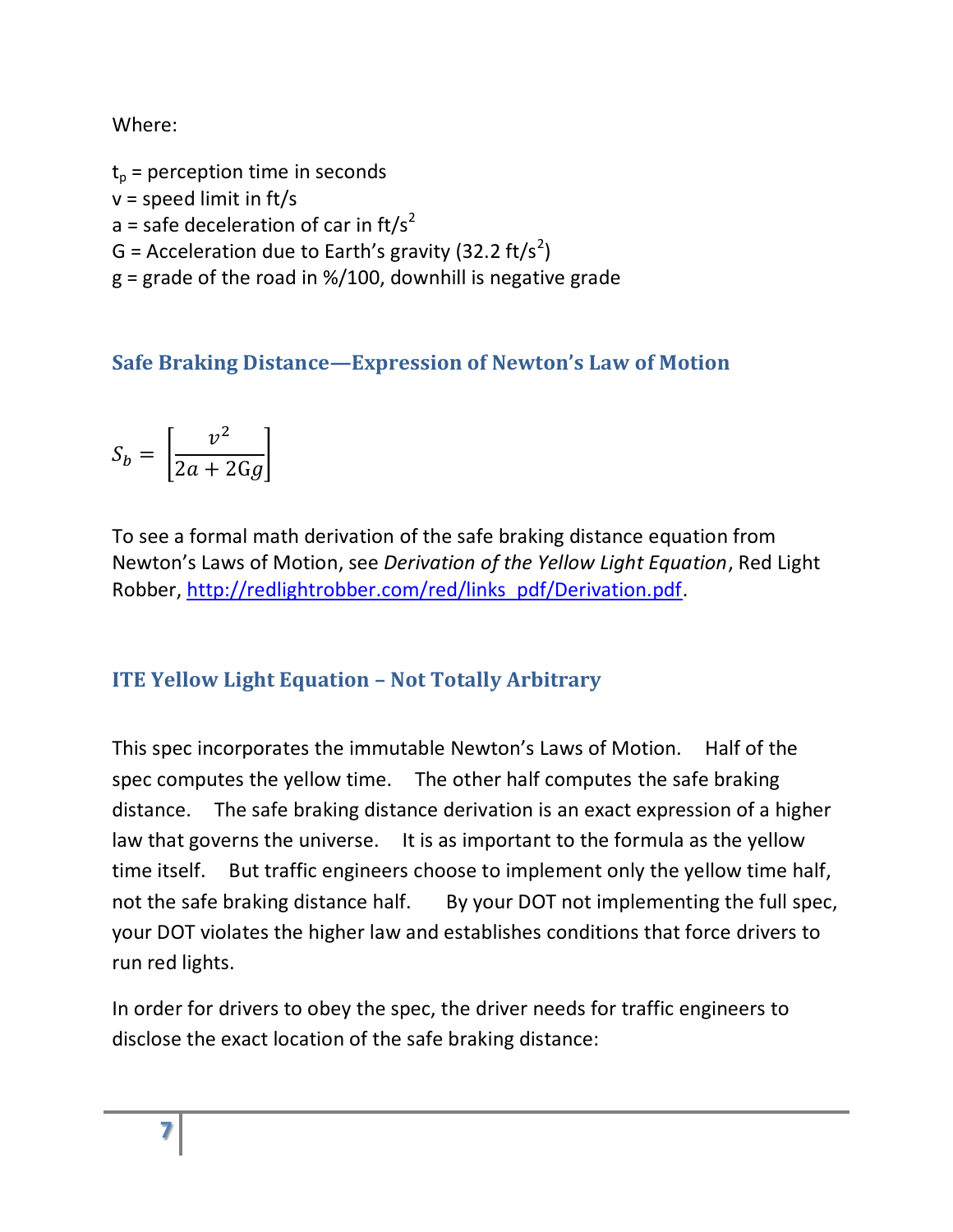Where:

$t_p$ = perception time in seconds
$v$ = speed limit in ft/s
$a$ = safe deceleration of car in ft/s$^2$
$G$ = Acceleration due to Earth's gravity (32.2 ft/s$^2$)
$g$ = grade of the road in %/100, downhill is negative grade

## Safe Braking Distance—Expression of Newton's Law of Motion

$$S_b = \left[\frac{v^2}{2a + 2Gg}\right]$$

To see a formal math derivation of the safe braking distance equation from Newton's Laws of Motion, see *Derivation of the Yellow Light Equation*, Red Light Robber, http://redlightrobber.com/red/links_pdf/Derivation.pdf.

## ITE Yellow Light Equation – Not Totally Arbitrary

This spec incorporates the immutable Newton's Laws of Motion. Half of the spec computes the yellow time. The other half computes the safe braking distance. The safe braking distance derivation is an exact expression of a higher law that governs the universe. It is as important to the formula as the yellow time itself. But traffic engineers choose to implement only the yellow time half, not the safe braking distance half. By your DOT not implementing the full spec, your DOT violates the higher law and establishes conditions that force drivers to run red lights.

In order for drivers to obey the spec, the driver needs for traffic engineers to disclose the exact location of the safe braking distance: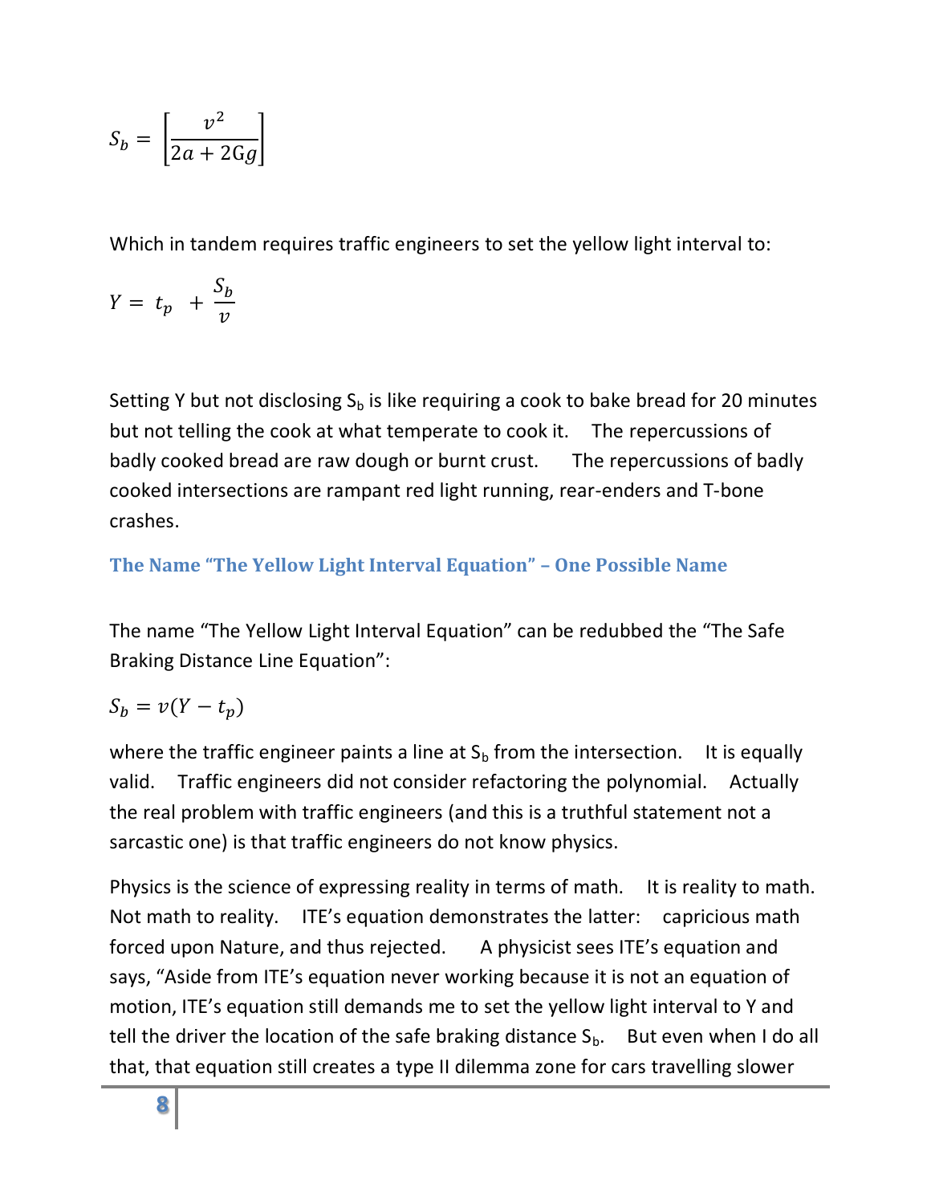$$S_b = \left[\frac{v^2}{2a + 2Gg}\right]$$

Which in tandem requires traffic engineers to set the yellow light interval to:

$$Y = t_p + \frac{S_b}{v}$$

Setting Y but not disclosing $S_b$ is like requiring a cook to bake bread for 20 minutes but not telling the cook at what temperate to cook it. The repercussions of badly cooked bread are raw dough or burnt crust. The repercussions of badly cooked intersections are rampant red light running, rear-enders and T-bone crashes.

### The Name "The Yellow Light Interval Equation" – One Possible Name

The name "The Yellow Light Interval Equation" can be redubbed the "The Safe Braking Distance Line Equation":

$$S_b = v(Y - t_p)$$

where the traffic engineer paints a line at $S_b$ from the intersection. It is equally valid. Traffic engineers did not consider refactoring the polynomial. Actually the real problem with traffic engineers (and this is a truthful statement not a sarcastic one) is that traffic engineers do not know physics.

Physics is the science of expressing reality in terms of math. It is reality to math. Not math to reality. ITE's equation demonstrates the latter: capricious math forced upon Nature, and thus rejected. A physicist sees ITE's equation and says, "Aside from ITE's equation never working because it is not an equation of motion, ITE's equation still demands me to set the yellow light interval to Y and tell the driver the location of the safe braking distance $S_b$. But even when I do all that, that equation still creates a type II dilemma zone for cars travelling slower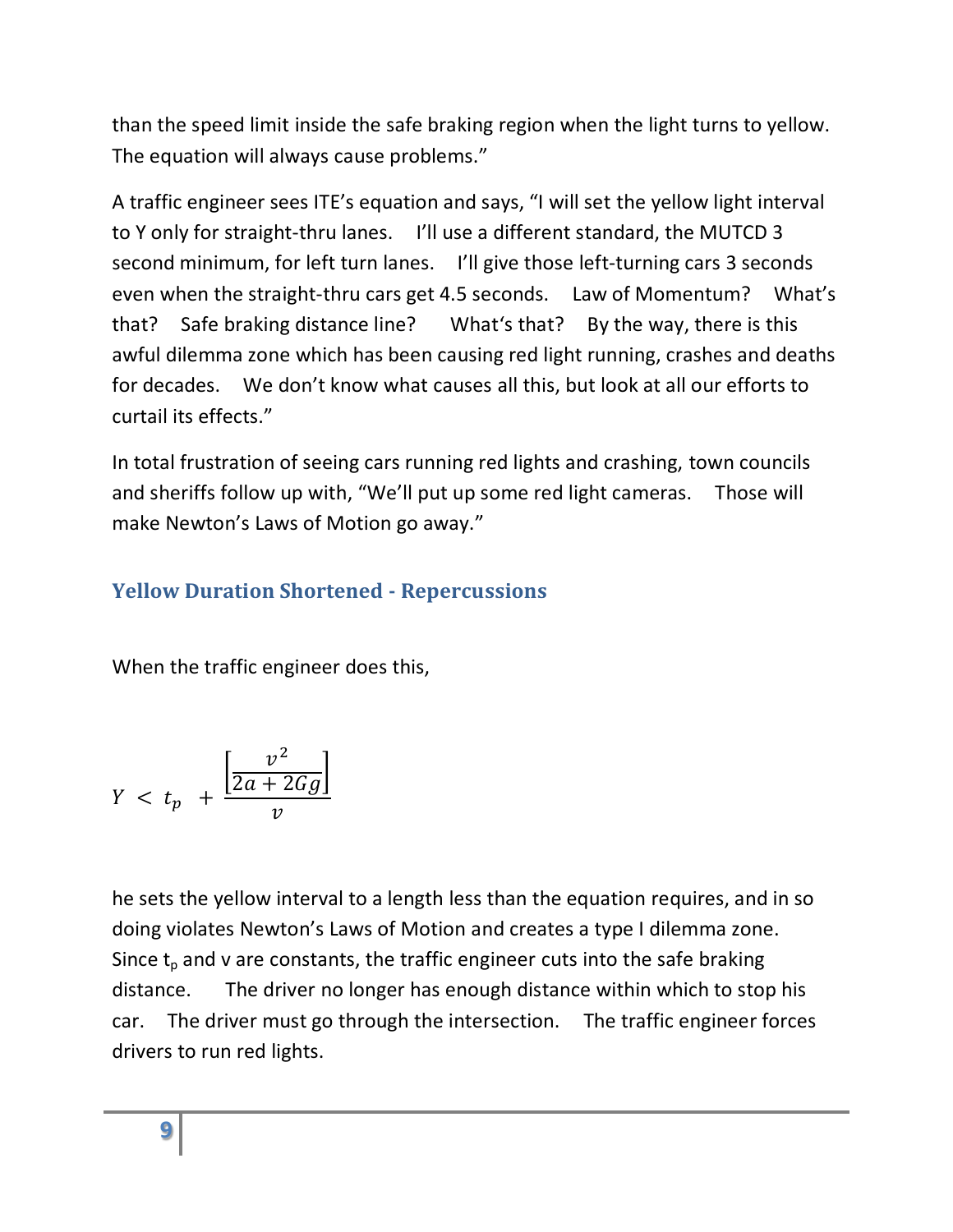than the speed limit inside the safe braking region when the light turns to yellow. The equation will always cause problems."

A traffic engineer sees ITE's equation and says, "I will set the yellow light interval to Y only for straight-thru lanes. I'll use a different standard, the MUTCD 3 second minimum, for left turn lanes. I'll give those left-turning cars 3 seconds even when the straight-thru cars get 4.5 seconds. Law of Momentum? What's that? Safe braking distance line? What's that? By the way, there is this awful dilemma zone which has been causing red light running, crashes and deaths for decades. We don't know what causes all this, but look at all our efforts to curtail its effects."

In total frustration of seeing cars running red lights and crashing, town councils and sheriffs follow up with, "We'll put up some red light cameras. Those will make Newton's Laws of Motion go away."

## Yellow Duration Shortened - Repercussions

When the traffic engineer does this,

$$Y \; < \; t_p \; + \frac{\left[\dfrac{v^2}{2a + 2Gg}\right]}{v}$$

he sets the yellow interval to a length less than the equation requires, and in so doing violates Newton's Laws of Motion and creates a type I dilemma zone. Since $t_p$ and v are constants, the traffic engineer cuts into the safe braking distance. The driver no longer has enough distance within which to stop his car. The driver must go through the intersection. The traffic engineer forces drivers to run red lights.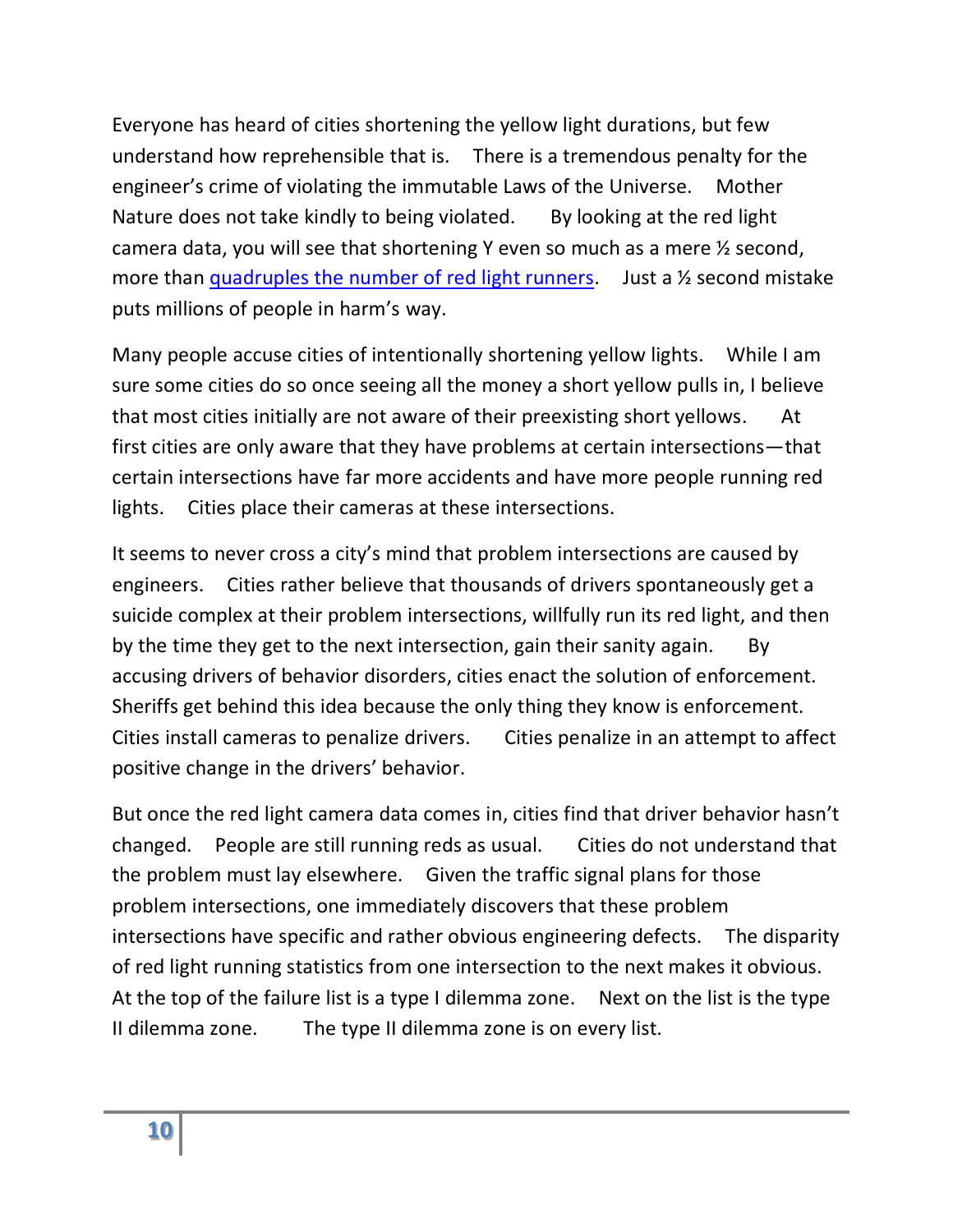Everyone has heard of cities shortening the yellow light durations, but few understand how reprehensible that is. There is a tremendous penalty for the engineer's crime of violating the immutable Laws of the Universe. Mother Nature does not take kindly to being violated. By looking at the red light camera data, you will see that shortening Y even so much as a mere ½ second, more than quadruples the number of red light runners. Just a ½ second mistake puts millions of people in harm's way.

Many people accuse cities of intentionally shortening yellow lights. While I am sure some cities do so once seeing all the money a short yellow pulls in, I believe that most cities initially are not aware of their preexisting short yellows. At first cities are only aware that they have problems at certain intersections—that certain intersections have far more accidents and have more people running red lights. Cities place their cameras at these intersections.

It seems to never cross a city's mind that problem intersections are caused by engineers. Cities rather believe that thousands of drivers spontaneously get a suicide complex at their problem intersections, willfully run its red light, and then by the time they get to the next intersection, gain their sanity again. By accusing drivers of behavior disorders, cities enact the solution of enforcement. Sheriffs get behind this idea because the only thing they know is enforcement. Cities install cameras to penalize drivers. Cities penalize in an attempt to affect positive change in the drivers' behavior.

But once the red light camera data comes in, cities find that driver behavior hasn't changed. People are still running reds as usual. Cities do not understand that the problem must lay elsewhere. Given the traffic signal plans for those problem intersections, one immediately discovers that these problem intersections have specific and rather obvious engineering defects. The disparity of red light running statistics from one intersection to the next makes it obvious. At the top of the failure list is a type I dilemma zone. Next on the list is the type II dilemma zone. The type II dilemma zone is on every list.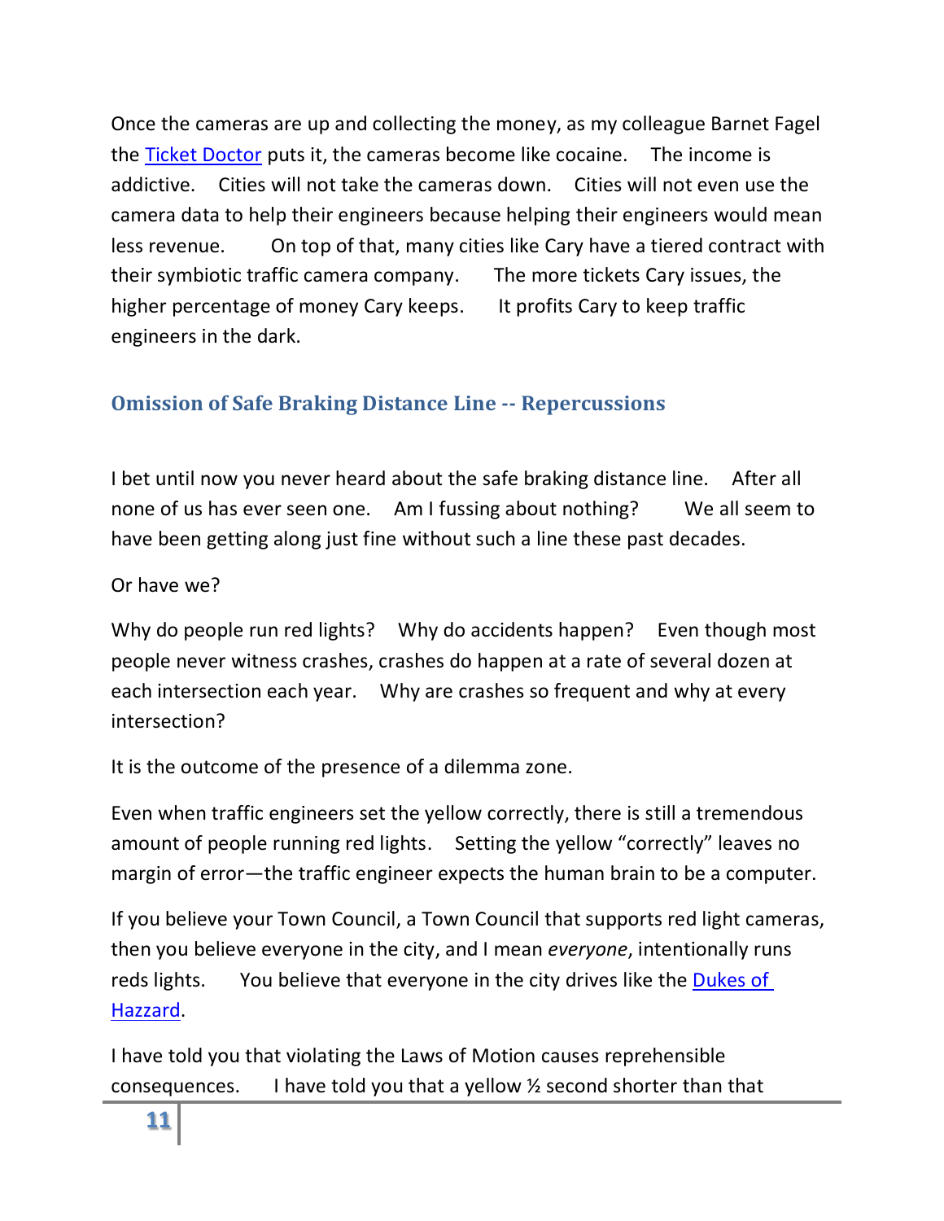Once the cameras are up and collecting the money, as my colleague Barnet Fagel the [Ticket Doctor](#) puts it, the cameras become like cocaine. The income is addictive. Cities will not take the cameras down. Cities will not even use the camera data to help their engineers because helping their engineers would mean less revenue. On top of that, many cities like Cary have a tiered contract with their symbiotic traffic camera company. The more tickets Cary issues, the higher percentage of money Cary keeps. It profits Cary to keep traffic engineers in the dark.

## Omission of Safe Braking Distance Line -- Repercussions

I bet until now you never heard about the safe braking distance line. After all none of us has ever seen one. Am I fussing about nothing? We all seem to have been getting along just fine without such a line these past decades.

Or have we?

Why do people run red lights? Why do accidents happen? Even though most people never witness crashes, crashes do happen at a rate of several dozen at each intersection each year. Why are crashes so frequent and why at every intersection?

It is the outcome of the presence of a dilemma zone.

Even when traffic engineers set the yellow correctly, there is still a tremendous amount of people running red lights. Setting the yellow "correctly" leaves no margin of error—the traffic engineer expects the human brain to be a computer.

If you believe your Town Council, a Town Council that supports red light cameras, then you believe everyone in the city, and I mean *everyone*, intentionally runs reds lights. You believe that everyone in the city drives like the [Dukes of Hazzard](#).

I have told you that violating the Laws of Motion causes reprehensible consequences. I have told you that a yellow ½ second shorter than that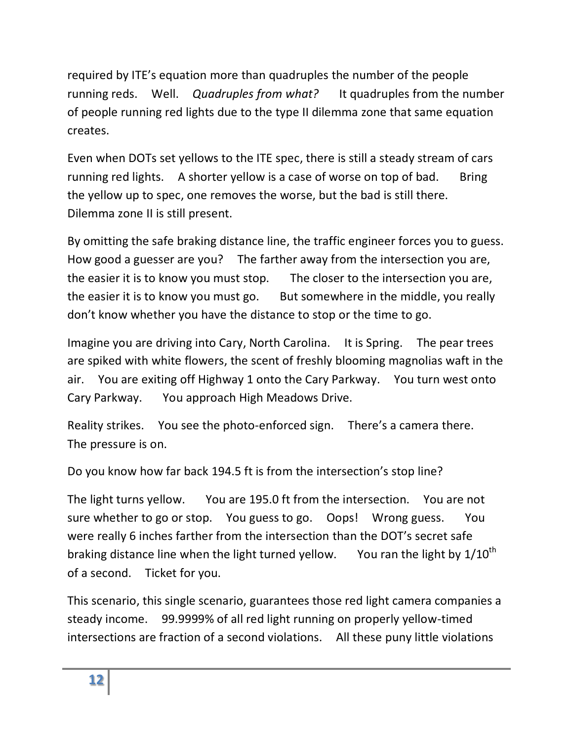required by ITE's equation more than quadruples the number of the people running reds. Well. *Quadruples from what?* It quadruples from the number of people running red lights due to the type II dilemma zone that same equation creates.

Even when DOTs set yellows to the ITE spec, there is still a steady stream of cars running red lights. A shorter yellow is a case of worse on top of bad. Bring the yellow up to spec, one removes the worse, but the bad is still there. Dilemma zone II is still present.

By omitting the safe braking distance line, the traffic engineer forces you to guess. How good a guesser are you? The farther away from the intersection you are, the easier it is to know you must stop. The closer to the intersection you are, the easier it is to know you must go. But somewhere in the middle, you really don't know whether you have the distance to stop or the time to go.

Imagine you are driving into Cary, North Carolina. It is Spring. The pear trees are spiked with white flowers, the scent of freshly blooming magnolias waft in the air. You are exiting off Highway 1 onto the Cary Parkway. You turn west onto Cary Parkway. You approach High Meadows Drive.

Reality strikes. You see the photo-enforced sign. There's a camera there. The pressure is on.

Do you know how far back 194.5 ft is from the intersection's stop line?

The light turns yellow. You are 195.0 ft from the intersection. You are not sure whether to go or stop. You guess to go. Oops! Wrong guess. You were really 6 inches farther from the intersection than the DOT's secret safe braking distance line when the light turned yellow. You ran the light by $1/10^{th}$ of a second. Ticket for you.

This scenario, this single scenario, guarantees those red light camera companies a steady income. 99.9999% of all red light running on properly yellow-timed intersections are fraction of a second violations. All these puny little violations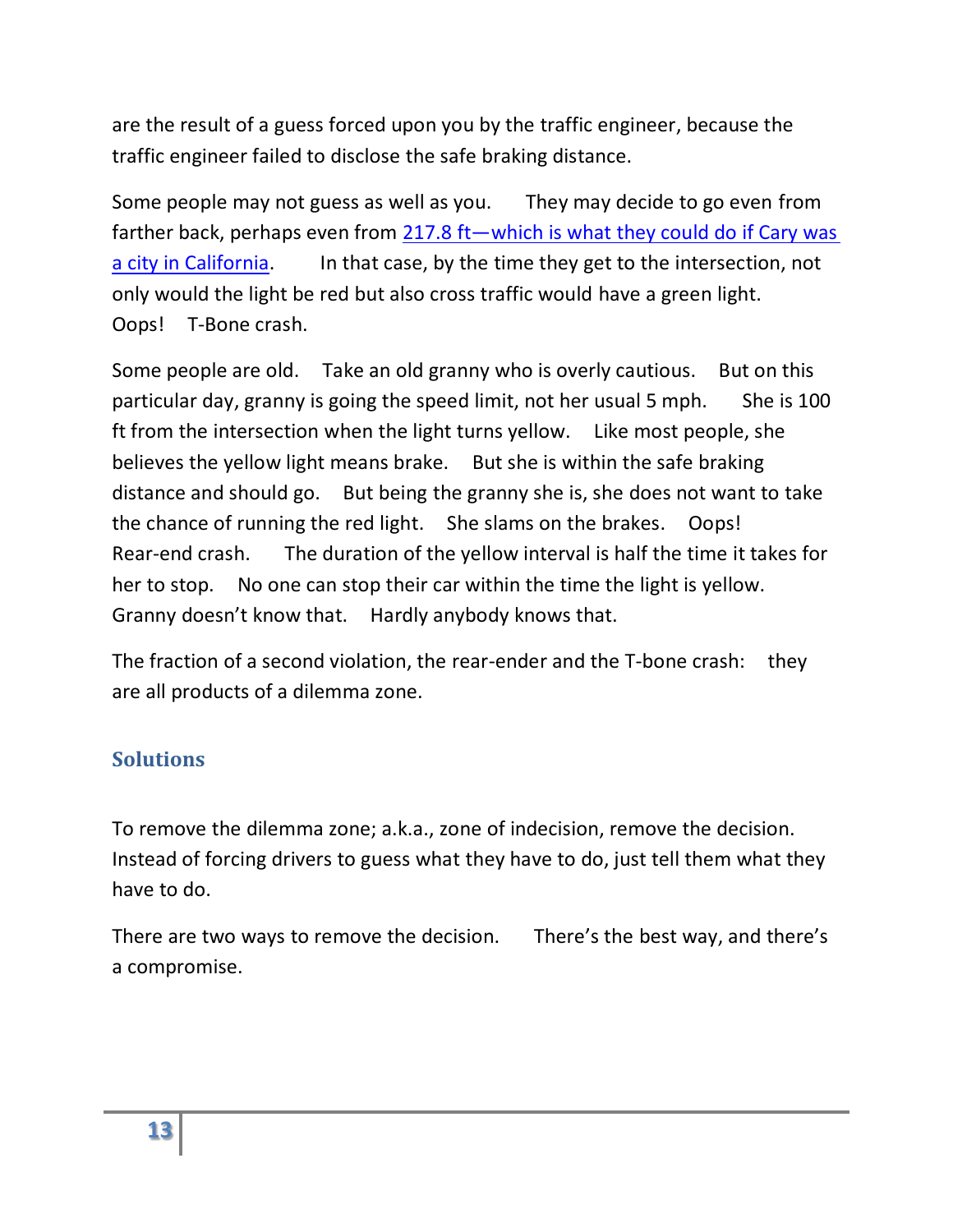are the result of a guess forced upon you by the traffic engineer, because the traffic engineer failed to disclose the safe braking distance.

Some people may not guess as well as you. They may decide to go even from farther back, perhaps even from 217.8 ft—which is what they could do if Cary was a city in California. In that case, by the time they get to the intersection, not only would the light be red but also cross traffic would have a green light. Oops! T-Bone crash.

Some people are old. Take an old granny who is overly cautious. But on this particular day, granny is going the speed limit, not her usual 5 mph. She is 100 ft from the intersection when the light turns yellow. Like most people, she believes the yellow light means brake. But she is within the safe braking distance and should go. But being the granny she is, she does not want to take the chance of running the red light. She slams on the brakes. Oops! Rear-end crash. The duration of the yellow interval is half the time it takes for her to stop. No one can stop their car within the time the light is yellow. Granny doesn't know that. Hardly anybody knows that.

The fraction of a second violation, the rear-ender and the T-bone crash: they are all products of a dilemma zone.

## Solutions

To remove the dilemma zone; a.k.a., zone of indecision, remove the decision. Instead of forcing drivers to guess what they have to do, just tell them what they have to do.

There are two ways to remove the decision. There's the best way, and there's a compromise.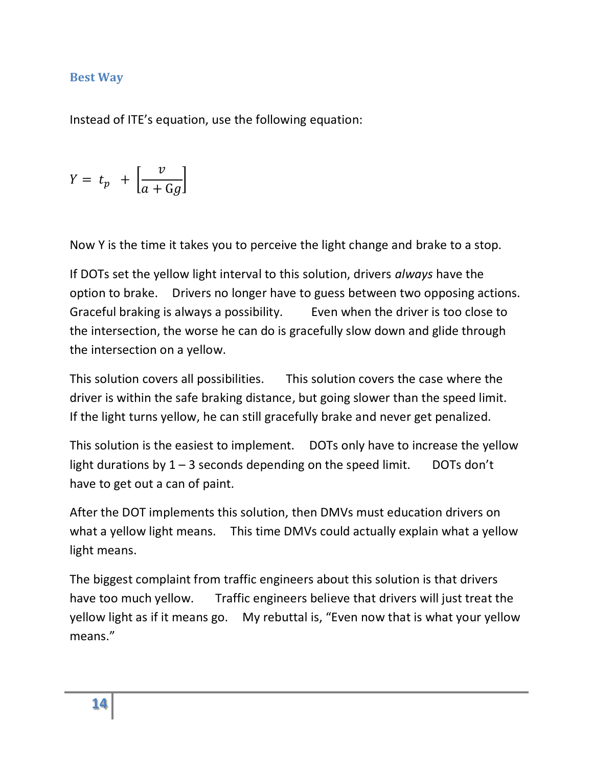## Best Way

Instead of ITE's equation, use the following equation:

$$Y = t_p + \left[\frac{v}{a + Gg}\right]$$

Now Y is the time it takes you to perceive the light change and brake to a stop.

If DOTs set the yellow light interval to this solution, drivers *always* have the option to brake. Drivers no longer have to guess between two opposing actions. Graceful braking is always a possibility. Even when the driver is too close to the intersection, the worse he can do is gracefully slow down and glide through the intersection on a yellow.

This solution covers all possibilities. This solution covers the case where the driver is within the safe braking distance, but going slower than the speed limit. If the light turns yellow, he can still gracefully brake and never get penalized.

This solution is the easiest to implement. DOTs only have to increase the yellow light durations by 1 – 3 seconds depending on the speed limit. DOTs don't have to get out a can of paint.

After the DOT implements this solution, then DMVs must education drivers on what a yellow light means. This time DMVs could actually explain what a yellow light means.

The biggest complaint from traffic engineers about this solution is that drivers have too much yellow. Traffic engineers believe that drivers will just treat the yellow light as if it means go. My rebuttal is, "Even now that is what your yellow means."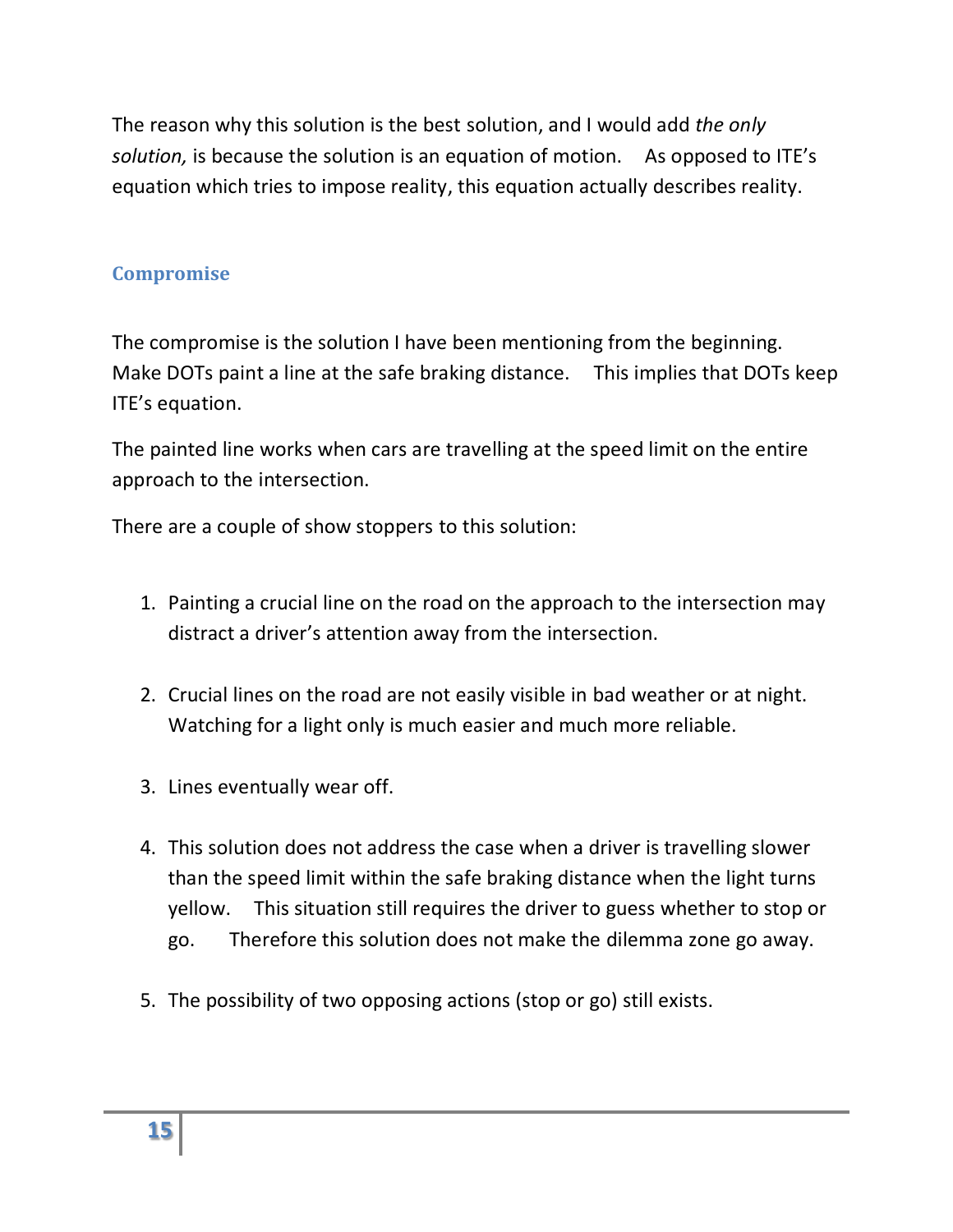The reason why this solution is the best solution, and I would add *the only solution,* is because the solution is an equation of motion.   As opposed to ITE's equation which tries to impose reality, this equation actually describes reality.

## Compromise

The compromise is the solution I have been mentioning from the beginning. Make DOTs paint a line at the safe braking distance.   This implies that DOTs keep ITE's equation.

The painted line works when cars are travelling at the speed limit on the entire approach to the intersection.

There are a couple of show stoppers to this solution:

1. Painting a crucial line on the road on the approach to the intersection may distract a driver's attention away from the intersection.

2. Crucial lines on the road are not easily visible in bad weather or at night. Watching for a light only is much easier and much more reliable.

3. Lines eventually wear off.

4. This solution does not address the case when a driver is travelling slower than the speed limit within the safe braking distance when the light turns yellow.   This situation still requires the driver to guess whether to stop or go.   Therefore this solution does not make the dilemma zone go away.

5. The possibility of two opposing actions (stop or go) still exists.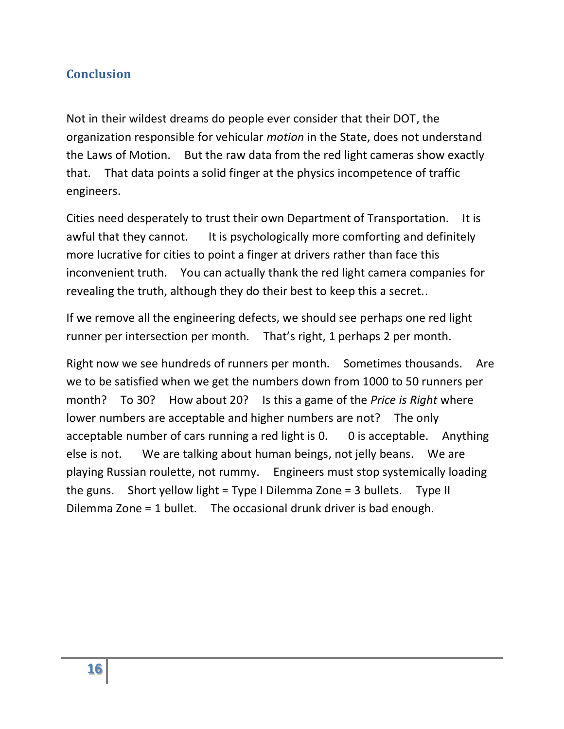## Conclusion

Not in their wildest dreams do people ever consider that their DOT, the organization responsible for vehicular *motion* in the State, does not understand the Laws of Motion. But the raw data from the red light cameras show exactly that. That data points a solid finger at the physics incompetence of traffic engineers.

Cities need desperately to trust their own Department of Transportation. It is awful that they cannot. It is psychologically more comforting and definitely more lucrative for cities to point a finger at drivers rather than face this inconvenient truth. You can actually thank the red light camera companies for revealing the truth, although they do their best to keep this a secret..

If we remove all the engineering defects, we should see perhaps one red light runner per intersection per month. That's right, 1 perhaps 2 per month.

Right now we see hundreds of runners per month. Sometimes thousands. Are we to be satisfied when we get the numbers down from 1000 to 50 runners per month? To 30? How about 20? Is this a game of the *Price is Right* where lower numbers are acceptable and higher numbers are not? The only acceptable number of cars running a red light is 0. 0 is acceptable. Anything else is not. We are talking about human beings, not jelly beans. We are playing Russian roulette, not rummy. Engineers must stop systemically loading the guns. Short yellow light = Type I Dilemma Zone = 3 bullets. Type II Dilemma Zone = 1 bullet. The occasional drunk driver is bad enough.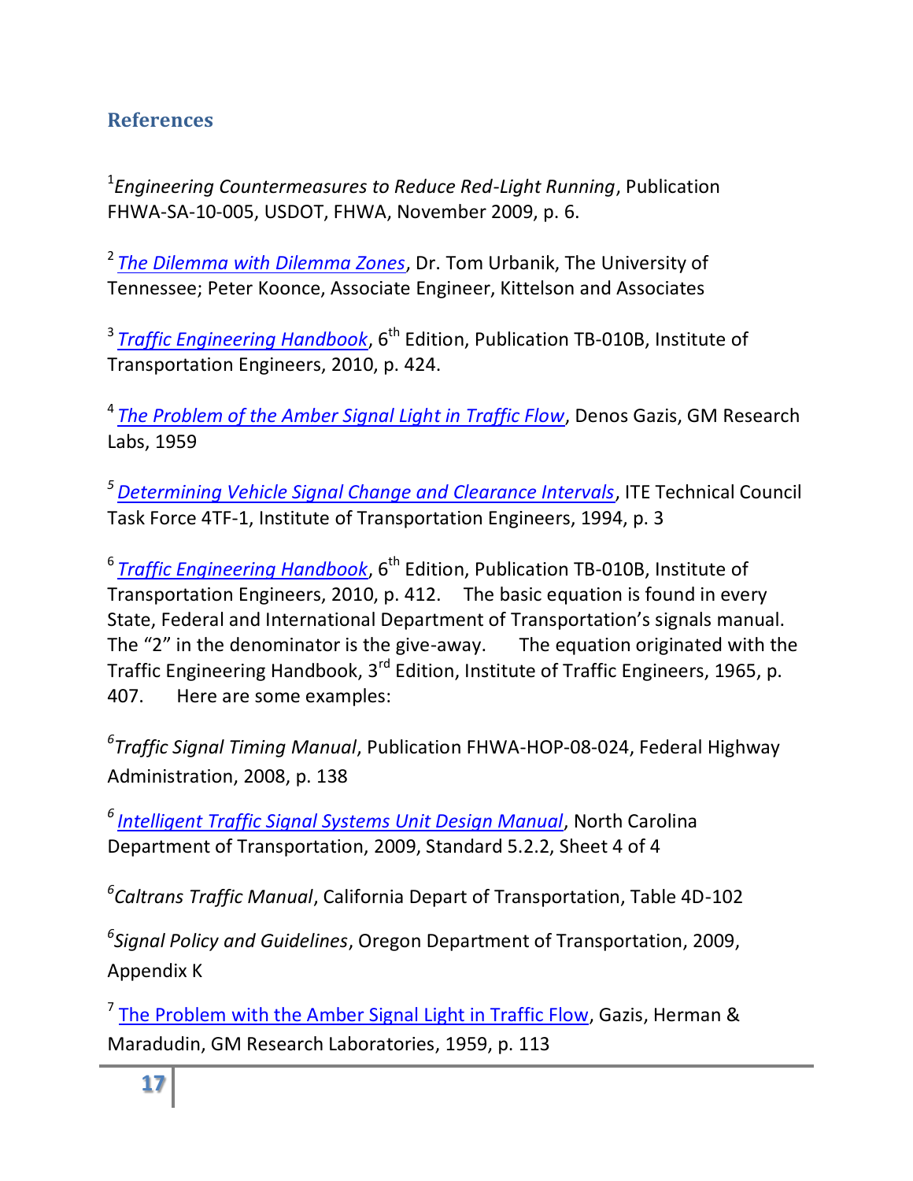## References

[1] *Engineering Countermeasures to Reduce Red-Light Running*, Publication FHWA-SA-10-005, USDOT, FHWA, November 2009, p. 6.

[2] *The Dilemma with Dilemma Zones*, Dr. Tom Urbanik, The University of Tennessee; Peter Koonce, Associate Engineer, Kittelson and Associates

[3] *Traffic Engineering Handbook*, 6th Edition, Publication TB-010B, Institute of Transportation Engineers, 2010, p. 424.

[4] *The Problem of the Amber Signal Light in Traffic Flow*, Denos Gazis, GM Research Labs, 1959

[5] *Determining Vehicle Signal Change and Clearance Intervals*, ITE Technical Council Task Force 4TF-1, Institute of Transportation Engineers, 1994, p. 3

[6] *Traffic Engineering Handbook*, 6th Edition, Publication TB-010B, Institute of Transportation Engineers, 2010, p. 412. The basic equation is found in every State, Federal and International Department of Transportation's signals manual. The "2" in the denominator is the give-away. The equation originated with the Traffic Engineering Handbook, 3rd Edition, Institute of Traffic Engineers, 1965, p. 407. Here are some examples:

[6] *Traffic Signal Timing Manual*, Publication FHWA-HOP-08-024, Federal Highway Administration, 2008, p. 138

[6] *Intelligent Traffic Signal Systems Unit Design Manual*, North Carolina Department of Transportation, 2009, Standard 5.2.2, Sheet 4 of 4

[6] *Caltrans Traffic Manual*, California Depart of Transportation, Table 4D-102

[6] *Signal Policy and Guidelines*, Oregon Department of Transportation, 2009, Appendix K

[7] The Problem with the Amber Signal Light in Traffic Flow, Gazis, Herman & Maradudin, GM Research Laboratories, 1959, p. 113